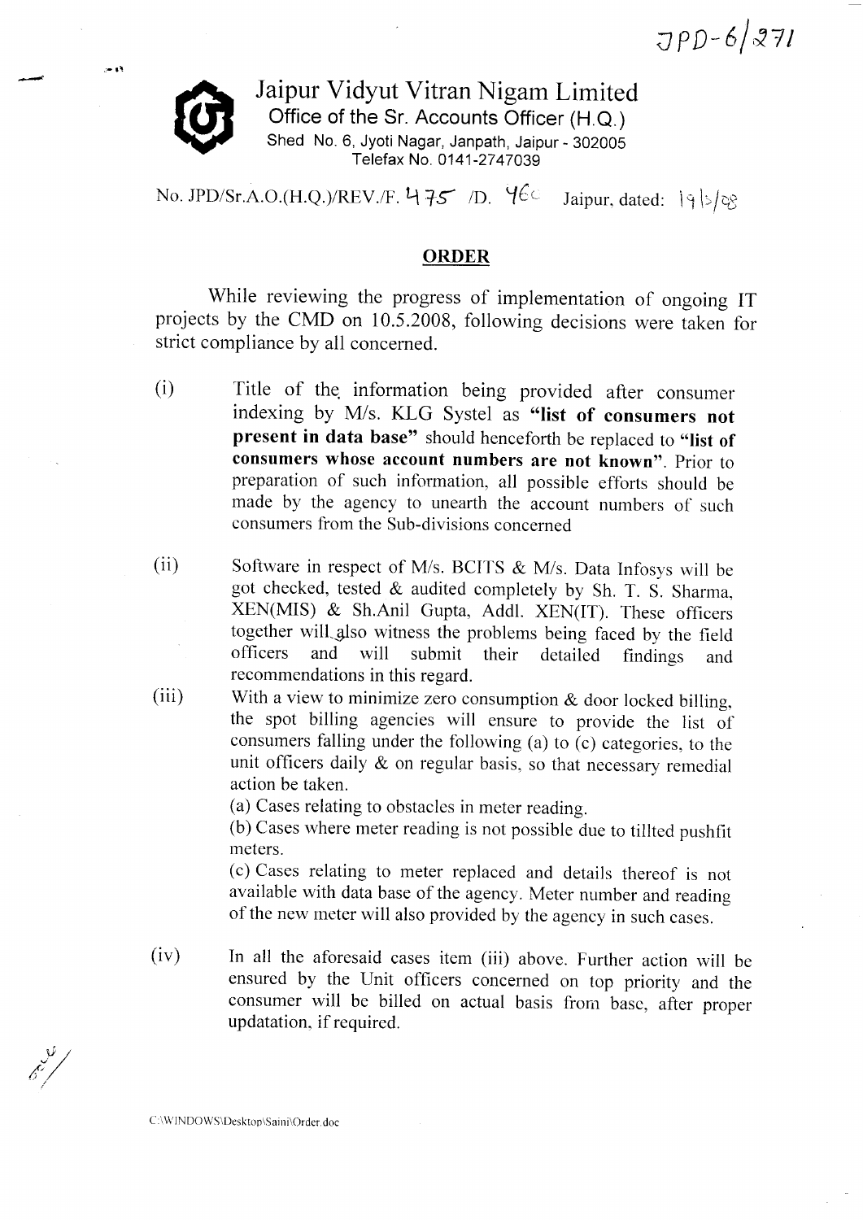JPD-6/271

# Jaipur Vidyut Vitran Nigam Limited

**Office of the Sr. Accounts Officer (H.Q.)**

Shed No. 6, Jyoti Nagar, Janpath, Jaipur - 302005

Telefax No. 0141-2747039

No. JPD/Sr.A.O.(H.Q.)/REV./F. 475 /D. 46c Jaipur, dated: 19/5/08

## ORDER

While reviewing the progress of implementation of ongoing IT projects by the CMD on 10.5.2008, following decisions were taken for strict compliance by all concerned.

(i) Title of the information being provided after consumer indexing by M/s. KLG Systel as **"list of consumers not present in data base"** should henceforth be replaced to **"list of consumers whose account numbers are not known"**. Prior to preparation of such information, all possible efforts should be made by the agency to unearth the account numbers of such consumers from the Sub-divisions concerned

(ii) Software in respect of M/s. BCITS & M/s. Data Infosys will be got checked, tested & audited completely by Sh. T. S. Sharma, XEN(MIS) & Sh.Anil Gupta, Addl. XEN(IT). These officers together will also witness the problems being faced by the field officers and will submit their detailed findings and recommendations in this regard.

(iii) With a view to minimize zero consumption & door locked billing, the spot billing agencies will ensure to provide the list of consumers falling under the following (a) to (c) categories, to the unit officers daily & on regular basis, so that necessary remedial action be taken.

(a) Cases relating to obstacles in meter reading.

(b) Cases where meter reading is not possible due to tillted pushfit meters.

(c) Cases relating to meter replaced and details thereof is not available with data base of the agency. Meter number and reading of the new meter will also provided by the agency in such cases.

(iv) In all the aforesaid cases item (iii) above. Further action will be ensured by the Unit officers concerned on top priority and the consumer will be billed on actual basis from base, after proper updatation, if required.

C:\WINDOWS\Desktop\Saini\Order.doc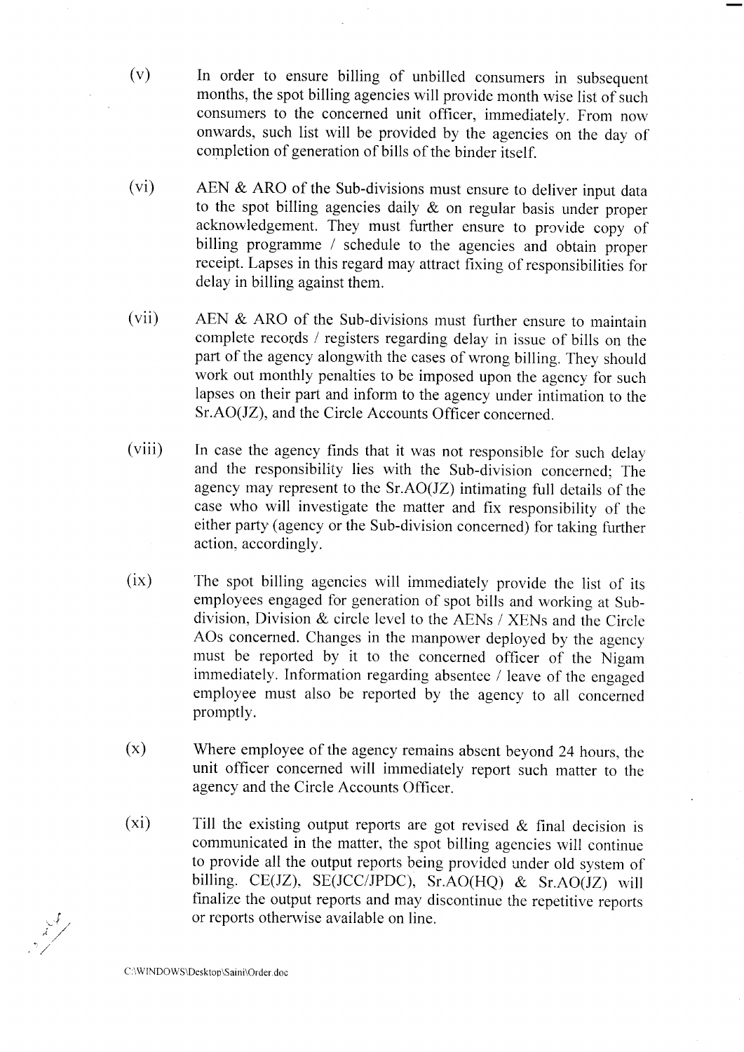(v) In order to ensure billing of unbilled consumers in subsequent months, the spot billing agencies will provide month wise list of such consumers to the concerned unit officer, immediately. From now onwards, such list will be provided by the agencies on the day of completion of generation of bills of the binder itself.

(vi) AEN & ARO of the Sub-divisions must ensure to deliver input data to the spot billing agencies daily & on regular basis under proper acknowledgement. They must further ensure to provide copy of billing programme / schedule to the agencies and obtain proper receipt. Lapses in this regard may attract fixing of responsibilities for delay in billing against them.

(vii) AEN & ARO of the Sub-divisions must further ensure to maintain complete records / registers regarding delay in issue of bills on the part of the agency alongwith the cases of wrong billing. They should work out monthly penalties to be imposed upon the agency for such lapses on their part and inform to the agency under intimation to the Sr.AO(JZ), and the Circle Accounts Officer concerned.

(viii) In case the agency finds that it was not responsible for such delay and the responsibility lies with the Sub-division concerned; The agency may represent to the Sr.AO(JZ) intimating full details of the case who will investigate the matter and fix responsibility of the either party (agency or the Sub-division concerned) for taking further action, accordingly.

(ix) The spot billing agencies will immediately provide the list of its employees engaged for generation of spot bills and working at Sub-division, Division & circle level to the AENs / XENs and the Circle AOs concerned. Changes in the manpower deployed by the agency must be reported by it to the concerned officer of the Nigam immediately. Information regarding absentee / leave of the engaged employee must also be reported by the agency to all concerned promptly.

(x) Where employee of the agency remains absent beyond 24 hours, the unit officer concerned will immediately report such matter to the agency and the Circle Accounts Officer.

(xi) Till the existing output reports are got revised & final decision is communicated in the matter, the spot billing agencies will continue to provide all the output reports being provided under old system of billing. CE(JZ), SE(JCC/JPDC), Sr.AO(HQ) & Sr.AO(JZ) will finalize the output reports and may discontinue the repetitive reports or reports otherwise available on line.

C:\WINDOWS\Desktop\Saini\Order.doc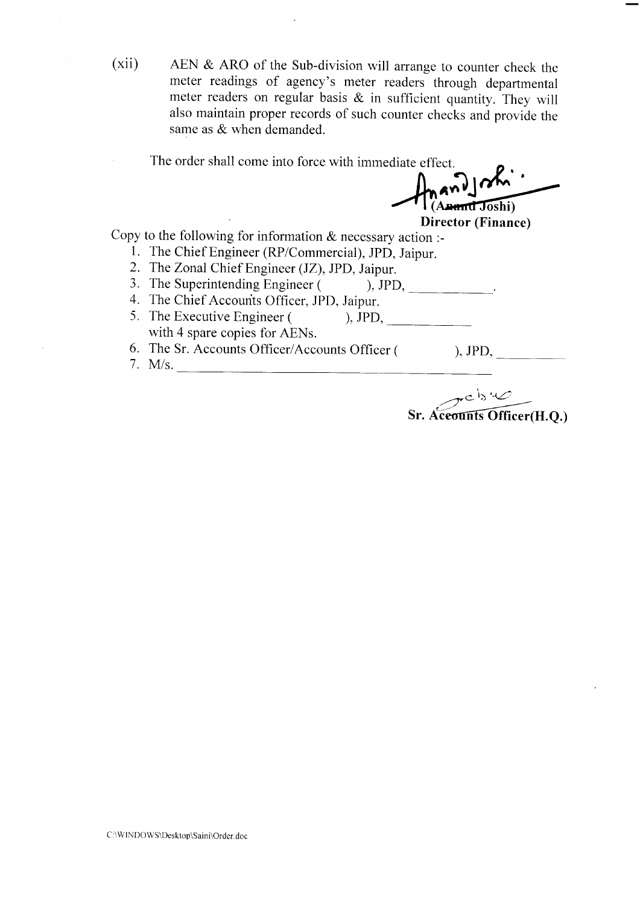(xii) AEN & ARO of the Sub-division will arrange to counter check the meter readings of agency's meter readers through departmental meter readers on regular basis & in sufficient quantity. They will also maintain proper records of such counter checks and provide the same as & when demanded.

The order shall come into force with immediate effect.

(Anand Joshi)
**Director (Finance)**

Copy to the following for information & necessary action :-

1. The Chief Engineer (RP/Commercial), JPD, Jaipur.
2. The Zonal Chief Engineer (JZ), JPD, Jaipur.
3. The Superintending Engineer ( ), JPD, ___________.
4. The Chief Accounts Officer, JPD, Jaipur.
5. The Executive Engineer ( ), JPD, ___________ with 4 spare copies for AENs.
6. The Sr. Accounts Officer/Accounts Officer ( ), JPD, ___________
7. M/s. ___________

**Sr. Accounts Officer(H.Q.)**

C:\WINDOWS\Desktop\Saini\Order.doc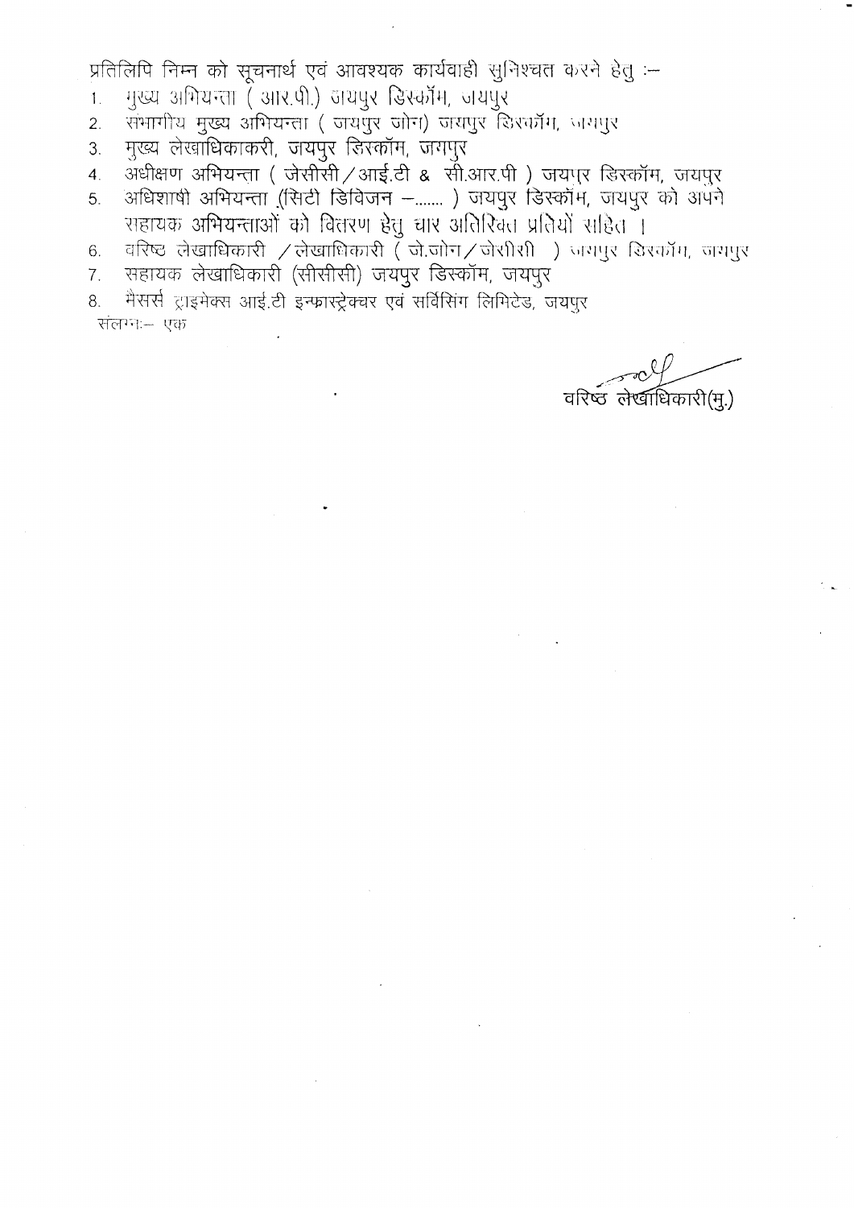प्रतिलिपि निम्न को सूचनार्थ एवं आवश्यक कार्यवाही सुनिश्चत करने हेतु :-

1. मुख्य अभियन्ता ( आर.पी.) जयपुर डिस्कॉम, जयपुर
2. संभागीय मुख्य अभियन्ता ( जयपुर जोन) जयपुर डिस्कॉम, जयपुर
3. मुख्य लेखाधिकाकरी, जयपुर डिस्कॉम, जयपुर
4. अधीक्षण अभियन्ता ( जेसीसी / आई.टी & सी.आर.पी ) जयपुर डिस्कॉम, जयपुर
5. अधिशाषी अभियन्ता (सिटी डिविजन –....... ) जयपुर डिस्कॉम, जयपुर को अपने सहायक अभियन्ताओं को वितरण हेतु चार अतिरिक्त प्रतियों सहित ।
6. वरिष्ठ लेखाधिकारी / लेखाधिकारी ( जे.जोन / जेसीसी ) जयपुर डिस्कॉम, जयपुर
7. सहायक लेखाधिकारी (सीसीसी) जयपुर डिस्कॉम, जयपुर
8. मैसर्स ट्राइमेक्स आई.टी इन्फ्रास्ट्रेक्चर एवं सर्विसिंग लिमिटेड, जयपुर

संलग्नः– एक

वरिष्ठ लेखाधिकारी(मु.)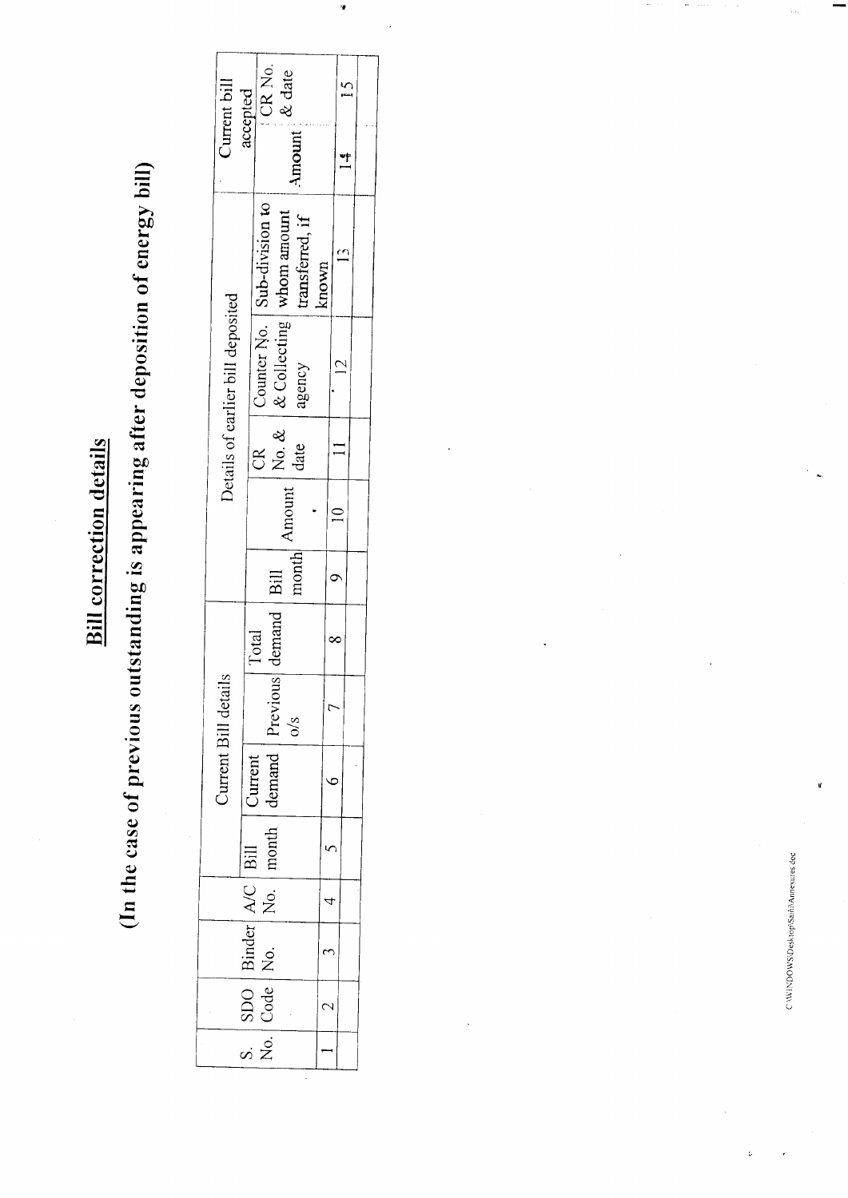## Bill correction details

### (In the case of previous outstanding is appearing after deposition of energy bill)

| S. No. | SDO Code | Binder No. | A/C No. | Current Bill details | | | | Details of earlier bill deposited | | | | | Current bill accepted | |
|---|---|---|---|---|---|---|---|---|---|---|---|---|---|---|
| | | | | Bill month | Current demand | Previous o/s | Total demand | Bill month | Amount | CR No. & date | Counter No. & Collecting agency | Sub-division to whom amount transferred, if known | Amount | CR No. & date |
| 1 | 2 | 3 | 4 | 5 | 6 | 7 | 8 | 9 | 10 | 11 | 12 | 13 | 14 | 15 |
| | | | | | | | | | | | | | | |

C:\WINDOWS\Desktop\Sarhi\Annexures.doc